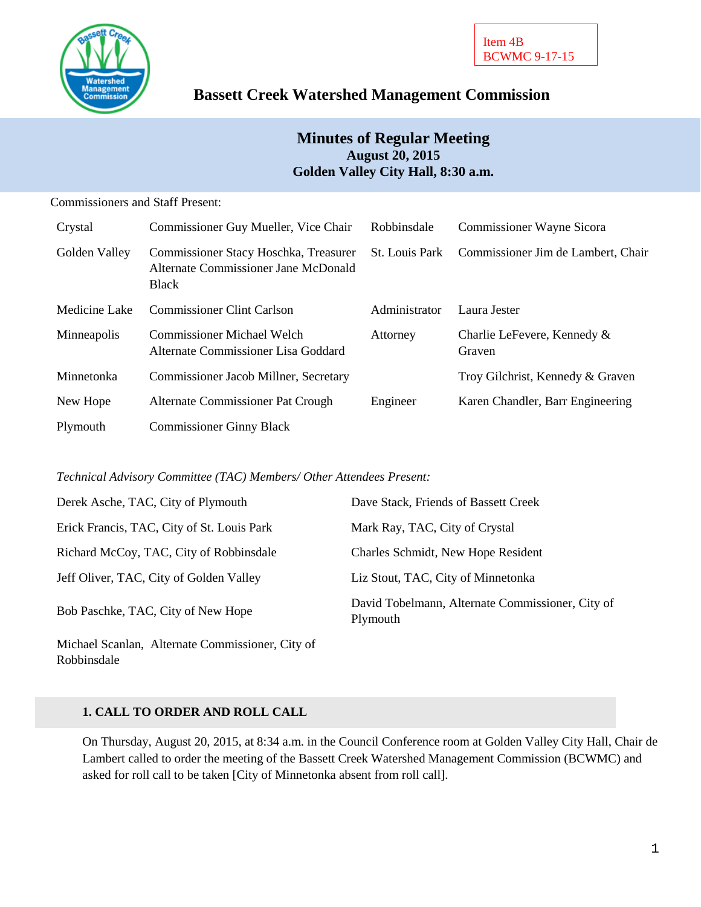Item 4B
BCWMC 9-17-15

# Bassett Creek Watershed Management Commission

## Minutes of Regular Meeting
**August 20, 2015**
**Golden Valley City Hall, 8:30 a.m.**

Commissioners and Staff Present:

| | | | |
|---|---|---|---|
| Crystal | Commissioner Guy Mueller, Vice Chair | Robbinsdale | Commissioner Wayne Sicora |
| Golden Valley | Commissioner Stacy Hoschka, Treasurer<br>Alternate Commissioner Jane McDonald Black | St. Louis Park | Commissioner Jim de Lambert, Chair |
| Medicine Lake | Commissioner Clint Carlson | Administrator | Laura Jester |
| Minneapolis | Commissioner Michael Welch<br>Alternate Commissioner Lisa Goddard | Attorney | Charlie LeFevere, Kennedy & Graven |
| Minnetonka | Commissioner Jacob Millner, Secretary | | Troy Gilchrist, Kennedy & Graven |
| New Hope | Alternate Commissioner Pat Crough | Engineer | Karen Chandler, Barr Engineering |
| Plymouth | Commissioner Ginny Black | | |

*Technical Advisory Committee (TAC) Members/ Other Attendees Present:*

| | |
|---|---|
| Derek Asche, TAC, City of Plymouth | Dave Stack, Friends of Bassett Creek |
| Erick Francis, TAC, City of St. Louis Park | Mark Ray, TAC, City of Crystal |
| Richard McCoy, TAC, City of Robbinsdale | Charles Schmidt, New Hope Resident |
| Jeff Oliver, TAC, City of Golden Valley | Liz Stout, TAC, City of Minnetonka |
| Bob Paschke, TAC, City of New Hope | David Tobelmann, Alternate Commissioner, City of Plymouth |
| Michael Scanlan, Alternate Commissioner, City of Robbinsdale | |

### 1. CALL TO ORDER AND ROLL CALL

On Thursday, August 20, 2015, at 8:34 a.m. in the Council Conference room at Golden Valley City Hall, Chair de Lambert called to order the meeting of the Bassett Creek Watershed Management Commission (BCWMC) and asked for roll call to be taken [City of Minnetonka absent from roll call].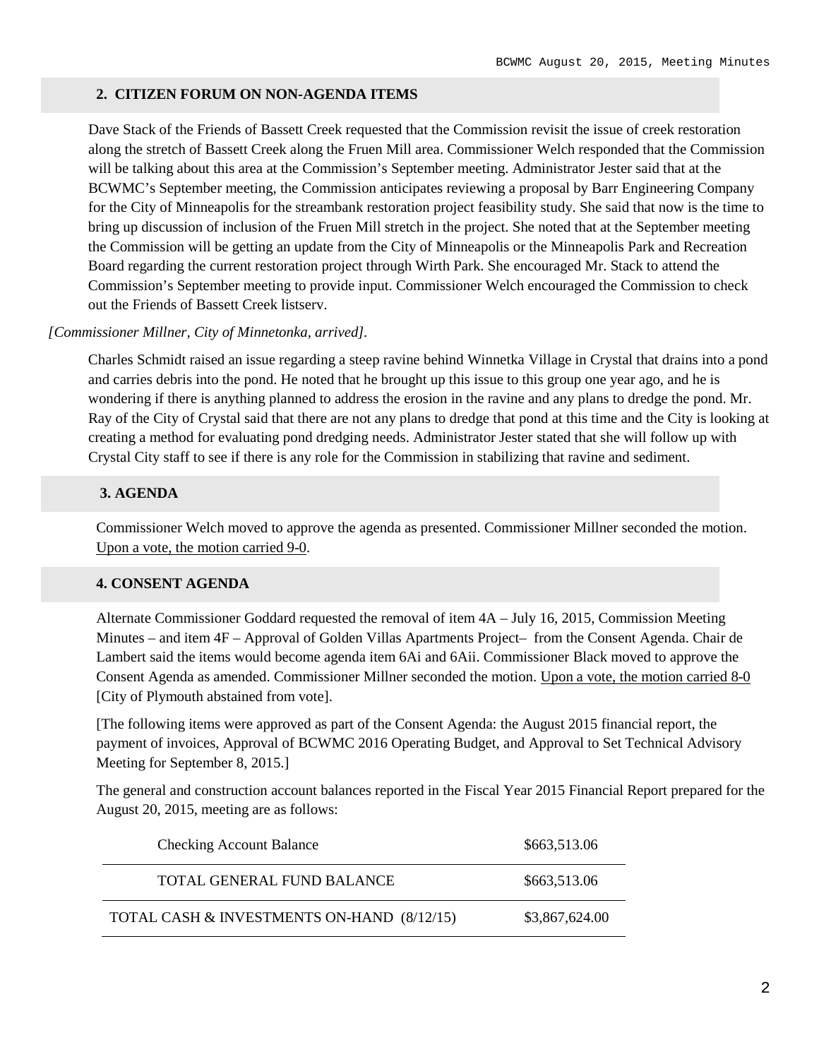## 2. CITIZEN FORUM ON NON-AGENDA ITEMS

Dave Stack of the Friends of Bassett Creek requested that the Commission revisit the issue of creek restoration along the stretch of Bassett Creek along the Fruen Mill area. Commissioner Welch responded that the Commission will be talking about this area at the Commission's September meeting. Administrator Jester said that at the BCWMC's September meeting, the Commission anticipates reviewing a proposal by Barr Engineering Company for the City of Minneapolis for the streambank restoration project feasibility study. She said that now is the time to bring up discussion of inclusion of the Fruen Mill stretch in the project. She noted that at the September meeting the Commission will be getting an update from the City of Minneapolis or the Minneapolis Park and Recreation Board regarding the current restoration project through Wirth Park. She encouraged Mr. Stack to attend the Commission's September meeting to provide input. Commissioner Welch encouraged the Commission to check out the Friends of Bassett Creek listserv.

*[Commissioner Millner, City of Minnetonka, arrived].*

Charles Schmidt raised an issue regarding a steep ravine behind Winnetka Village in Crystal that drains into a pond and carries debris into the pond. He noted that he brought up this issue to this group one year ago, and he is wondering if there is anything planned to address the erosion in the ravine and any plans to dredge the pond. Mr. Ray of the City of Crystal said that there are not any plans to dredge that pond at this time and the City is looking at creating a method for evaluating pond dredging needs. Administrator Jester stated that she will follow up with Crystal City staff to see if there is any role for the Commission in stabilizing that ravine and sediment.

## 3. AGENDA

Commissioner Welch moved to approve the agenda as presented. Commissioner Millner seconded the motion. Upon a vote, the motion carried 9-0.

## 4. CONSENT AGENDA

Alternate Commissioner Goddard requested the removal of item 4A – July 16, 2015, Commission Meeting Minutes – and item 4F – Approval of Golden Villas Apartments Project– from the Consent Agenda. Chair de Lambert said the items would become agenda item 6Ai and 6Aii. Commissioner Black moved to approve the Consent Agenda as amended. Commissioner Millner seconded the motion. Upon a vote, the motion carried 8-0 [City of Plymouth abstained from vote].

[The following items were approved as part of the Consent Agenda: the August 2015 financial report, the payment of invoices, Approval of BCWMC 2016 Operating Budget, and Approval to Set Technical Advisory Meeting for September 8, 2015.]

The general and construction account balances reported in the Fiscal Year 2015 Financial Report prepared for the August 20, 2015, meeting are as follows:

| | |
|---|---|
| Checking Account Balance | $663,513.06 |
| TOTAL GENERAL FUND BALANCE | $663,513.06 |
| TOTAL CASH & INVESTMENTS ON-HAND (8/12/15) | $3,867,624.00 |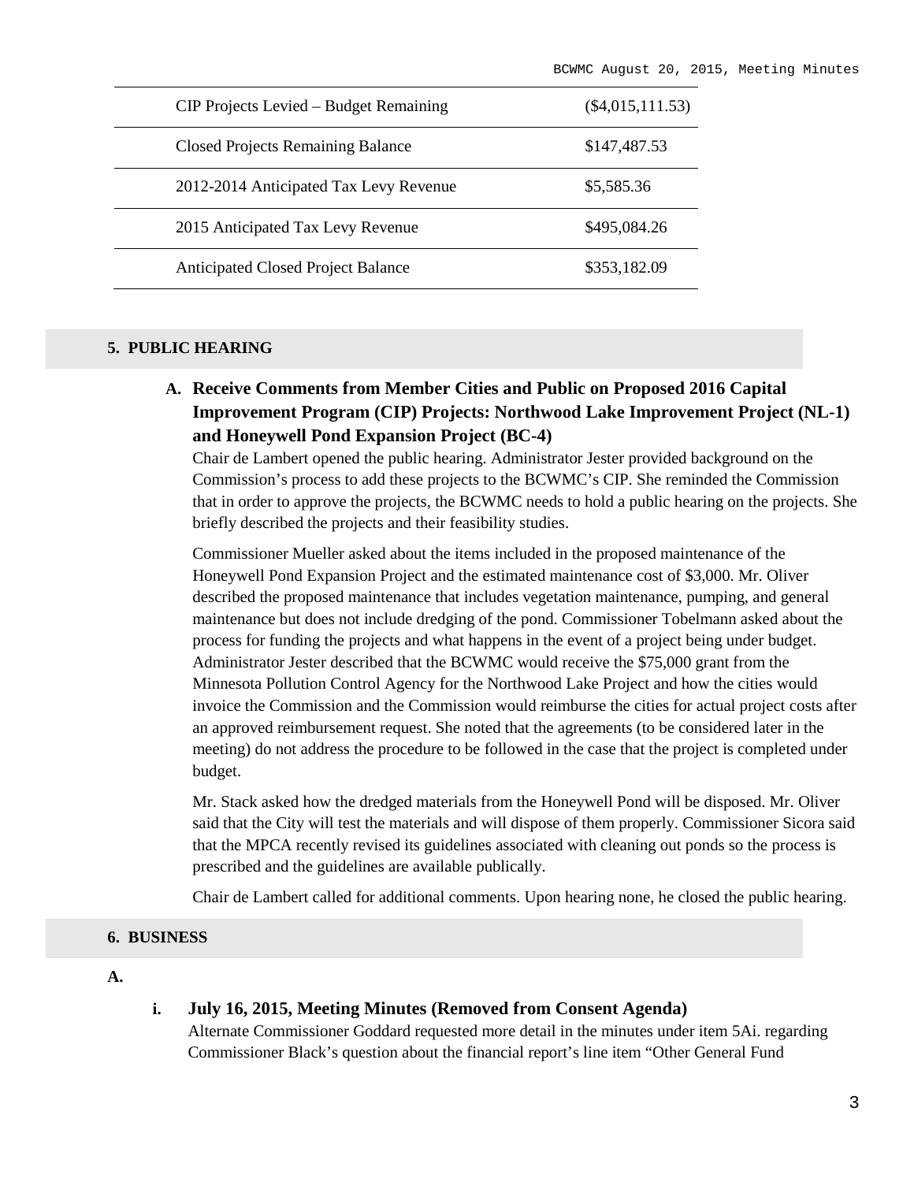| | |
|---|---|
| CIP Projects Levied – Budget Remaining | ($4,015,111.53) |
| Closed Projects Remaining Balance | $147,487.53 |
| 2012-2014 Anticipated Tax Levy Revenue | $5,585.36 |
| 2015 Anticipated Tax Levy Revenue | $495,084.26 |
| Anticipated Closed Project Balance | $353,182.09 |

## 5. PUBLIC HEARING

### A. Receive Comments from Member Cities and Public on Proposed 2016 Capital Improvement Program (CIP) Projects: Northwood Lake Improvement Project (NL-1) and Honeywell Pond Expansion Project (BC-4)

Chair de Lambert opened the public hearing. Administrator Jester provided background on the Commission's process to add these projects to the BCWMC's CIP. She reminded the Commission that in order to approve the projects, the BCWMC needs to hold a public hearing on the projects. She briefly described the projects and their feasibility studies.

Commissioner Mueller asked about the items included in the proposed maintenance of the Honeywell Pond Expansion Project and the estimated maintenance cost of $3,000. Mr. Oliver described the proposed maintenance that includes vegetation maintenance, pumping, and general maintenance but does not include dredging of the pond. Commissioner Tobelmann asked about the process for funding the projects and what happens in the event of a project being under budget. Administrator Jester described that the BCWMC would receive the $75,000 grant from the Minnesota Pollution Control Agency for the Northwood Lake Project and how the cities would invoice the Commission and the Commission would reimburse the cities for actual project costs after an approved reimbursement request. She noted that the agreements (to be considered later in the meeting) do not address the procedure to be followed in the case that the project is completed under budget.

Mr. Stack asked how the dredged materials from the Honeywell Pond will be disposed. Mr. Oliver said that the City will test the materials and will dispose of them properly. Commissioner Sicora said that the MPCA recently revised its guidelines associated with cleaning out ponds so the process is prescribed and the guidelines are available publically.

Chair de Lambert called for additional comments. Upon hearing none, he closed the public hearing.

## 6. BUSINESS

**A.**

**i. July 16, 2015, Meeting Minutes (Removed from Consent Agenda)**

Alternate Commissioner Goddard requested more detail in the minutes under item 5Ai. regarding Commissioner Black's question about the financial report's line item "Other General Fund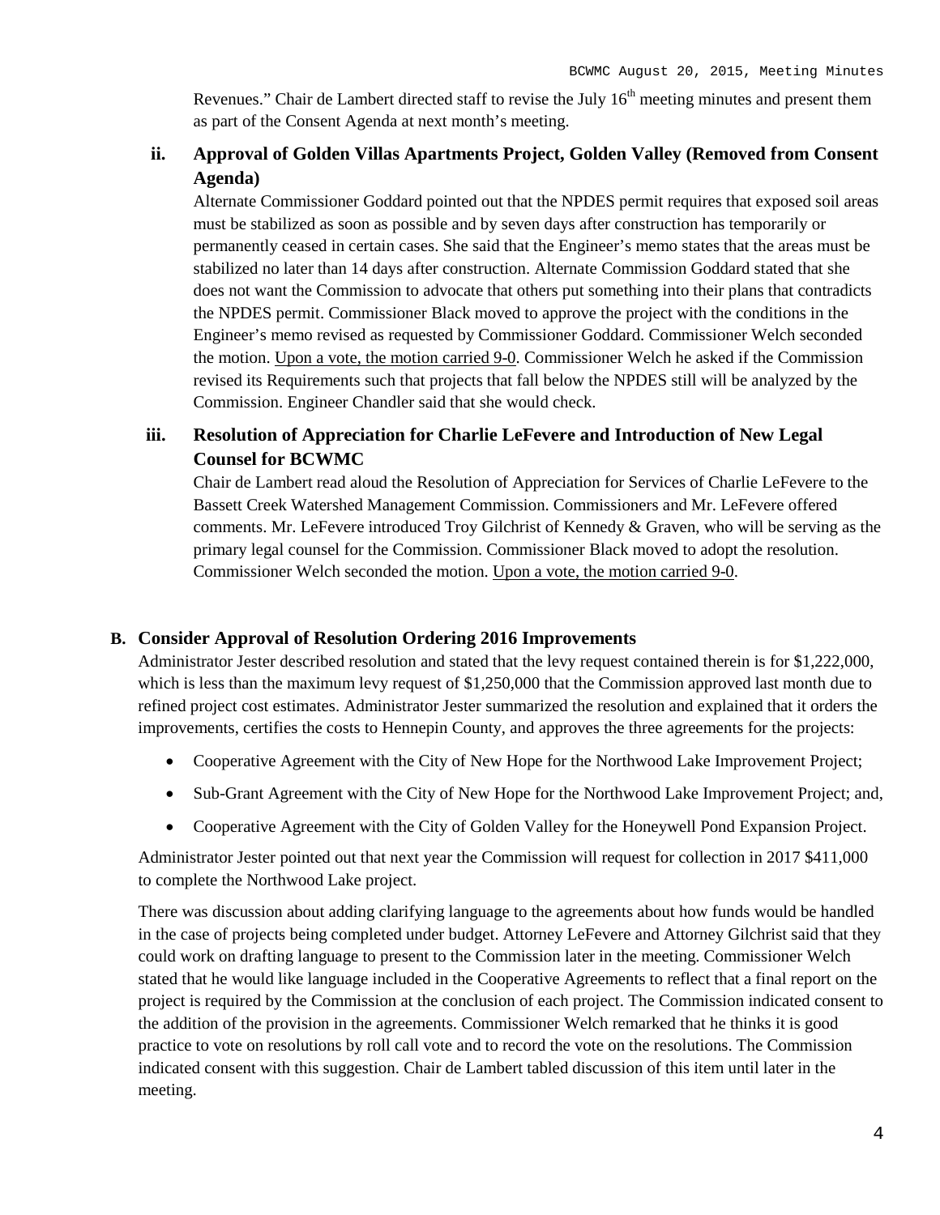Revenues." Chair de Lambert directed staff to revise the July 16th meeting minutes and present them as part of the Consent Agenda at next month's meeting.

### ii. Approval of Golden Villas Apartments Project, Golden Valley (Removed from Consent Agenda)

Alternate Commissioner Goddard pointed out that the NPDES permit requires that exposed soil areas must be stabilized as soon as possible and by seven days after construction has temporarily or permanently ceased in certain cases. She said that the Engineer's memo states that the areas must be stabilized no later than 14 days after construction. Alternate Commission Goddard stated that she does not want the Commission to advocate that others put something into their plans that contradicts the NPDES permit. Commissioner Black moved to approve the project with the conditions in the Engineer's memo revised as requested by Commissioner Goddard. Commissioner Welch seconded the motion. Upon a vote, the motion carried 9-0. Commissioner Welch he asked if the Commission revised its Requirements such that projects that fall below the NPDES still will be analyzed by the Commission. Engineer Chandler said that she would check.

### iii. Resolution of Appreciation for Charlie LeFevere and Introduction of New Legal Counsel for BCWMC

Chair de Lambert read aloud the Resolution of Appreciation for Services of Charlie LeFevere to the Bassett Creek Watershed Management Commission. Commissioners and Mr. LeFevere offered comments. Mr. LeFevere introduced Troy Gilchrist of Kennedy & Graven, who will be serving as the primary legal counsel for the Commission. Commissioner Black moved to adopt the resolution. Commissioner Welch seconded the motion. Upon a vote, the motion carried 9-0.

## B. Consider Approval of Resolution Ordering 2016 Improvements

Administrator Jester described resolution and stated that the levy request contained therein is for $1,222,000, which is less than the maximum levy request of $1,250,000 that the Commission approved last month due to refined project cost estimates. Administrator Jester summarized the resolution and explained that it orders the improvements, certifies the costs to Hennepin County, and approves the three agreements for the projects:

- Cooperative Agreement with the City of New Hope for the Northwood Lake Improvement Project;
- Sub-Grant Agreement with the City of New Hope for the Northwood Lake Improvement Project; and,
- Cooperative Agreement with the City of Golden Valley for the Honeywell Pond Expansion Project.

Administrator Jester pointed out that next year the Commission will request for collection in 2017 $411,000 to complete the Northwood Lake project.

There was discussion about adding clarifying language to the agreements about how funds would be handled in the case of projects being completed under budget. Attorney LeFevere and Attorney Gilchrist said that they could work on drafting language to present to the Commission later in the meeting. Commissioner Welch stated that he would like language included in the Cooperative Agreements to reflect that a final report on the project is required by the Commission at the conclusion of each project. The Commission indicated consent to the addition of the provision in the agreements. Commissioner Welch remarked that he thinks it is good practice to vote on resolutions by roll call vote and to record the vote on the resolutions. The Commission indicated consent with this suggestion. Chair de Lambert tabled discussion of this item until later in the meeting.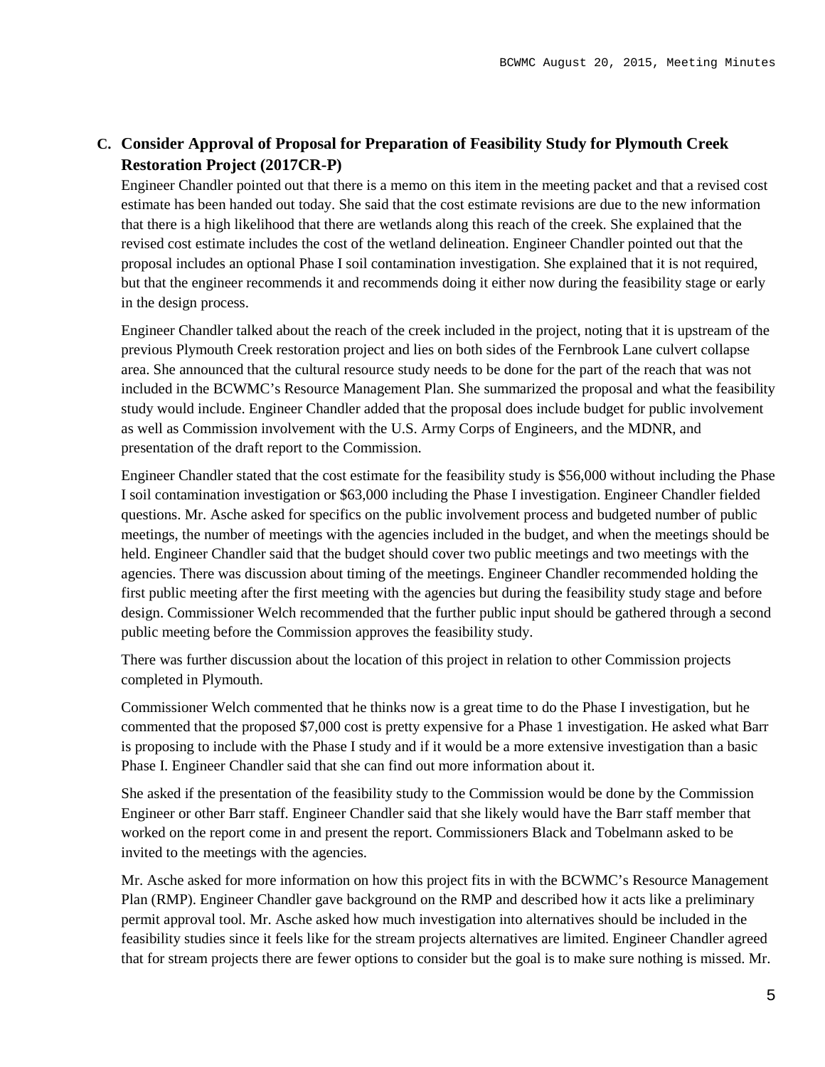### C. Consider Approval of Proposal for Preparation of Feasibility Study for Plymouth Creek Restoration Project (2017CR-P)

Engineer Chandler pointed out that there is a memo on this item in the meeting packet and that a revised cost estimate has been handed out today. She said that the cost estimate revisions are due to the new information that there is a high likelihood that there are wetlands along this reach of the creek. She explained that the revised cost estimate includes the cost of the wetland delineation. Engineer Chandler pointed out that the proposal includes an optional Phase I soil contamination investigation. She explained that it is not required, but that the engineer recommends it and recommends doing it either now during the feasibility stage or early in the design process.

Engineer Chandler talked about the reach of the creek included in the project, noting that it is upstream of the previous Plymouth Creek restoration project and lies on both sides of the Fernbrook Lane culvert collapse area. She announced that the cultural resource study needs to be done for the part of the reach that was not included in the BCWMC's Resource Management Plan. She summarized the proposal and what the feasibility study would include. Engineer Chandler added that the proposal does include budget for public involvement as well as Commission involvement with the U.S. Army Corps of Engineers, and the MDNR, and presentation of the draft report to the Commission.

Engineer Chandler stated that the cost estimate for the feasibility study is $56,000 without including the Phase I soil contamination investigation or $63,000 including the Phase I investigation. Engineer Chandler fielded questions. Mr. Asche asked for specifics on the public involvement process and budgeted number of public meetings, the number of meetings with the agencies included in the budget, and when the meetings should be held. Engineer Chandler said that the budget should cover two public meetings and two meetings with the agencies. There was discussion about timing of the meetings. Engineer Chandler recommended holding the first public meeting after the first meeting with the agencies but during the feasibility study stage and before design. Commissioner Welch recommended that the further public input should be gathered through a second public meeting before the Commission approves the feasibility study.

There was further discussion about the location of this project in relation to other Commission projects completed in Plymouth.

Commissioner Welch commented that he thinks now is a great time to do the Phase I investigation, but he commented that the proposed $7,000 cost is pretty expensive for a Phase 1 investigation. He asked what Barr is proposing to include with the Phase I study and if it would be a more extensive investigation than a basic Phase I. Engineer Chandler said that she can find out more information about it.

She asked if the presentation of the feasibility study to the Commission would be done by the Commission Engineer or other Barr staff. Engineer Chandler said that she likely would have the Barr staff member that worked on the report come in and present the report. Commissioners Black and Tobelmann asked to be invited to the meetings with the agencies.

Mr. Asche asked for more information on how this project fits in with the BCWMC's Resource Management Plan (RMP). Engineer Chandler gave background on the RMP and described how it acts like a preliminary permit approval tool. Mr. Asche asked how much investigation into alternatives should be included in the feasibility studies since it feels like for the stream projects alternatives are limited. Engineer Chandler agreed that for stream projects there are fewer options to consider but the goal is to make sure nothing is missed. Mr.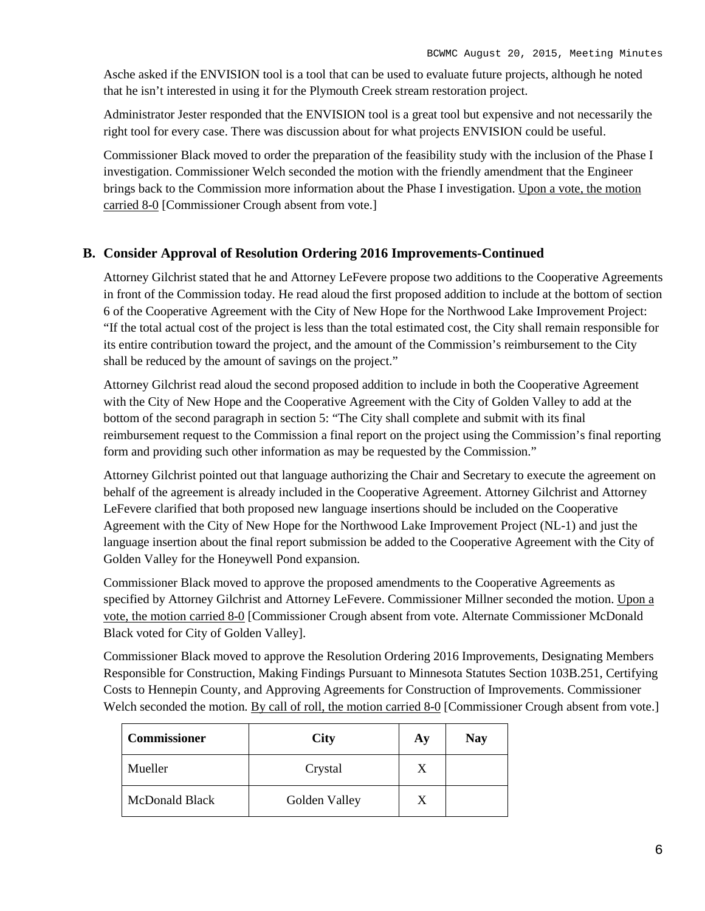Asche asked if the ENVISION tool is a tool that can be used to evaluate future projects, although he noted that he isn't interested in using it for the Plymouth Creek stream restoration project.

Administrator Jester responded that the ENVISION tool is a great tool but expensive and not necessarily the right tool for every case. There was discussion about for what projects ENVISION could be useful.

Commissioner Black moved to order the preparation of the feasibility study with the inclusion of the Phase I investigation. Commissioner Welch seconded the motion with the friendly amendment that the Engineer brings back to the Commission more information about the Phase I investigation. Upon a vote, the motion carried 8-0 [Commissioner Crough absent from vote.]

## B. Consider Approval of Resolution Ordering 2016 Improvements-Continued

Attorney Gilchrist stated that he and Attorney LeFevere propose two additions to the Cooperative Agreements in front of the Commission today. He read aloud the first proposed addition to include at the bottom of section 6 of the Cooperative Agreement with the City of New Hope for the Northwood Lake Improvement Project: "If the total actual cost of the project is less than the total estimated cost, the City shall remain responsible for its entire contribution toward the project, and the amount of the Commission's reimbursement to the City shall be reduced by the amount of savings on the project."

Attorney Gilchrist read aloud the second proposed addition to include in both the Cooperative Agreement with the City of New Hope and the Cooperative Agreement with the City of Golden Valley to add at the bottom of the second paragraph in section 5: "The City shall complete and submit with its final reimbursement request to the Commission a final report on the project using the Commission's final reporting form and providing such other information as may be requested by the Commission."

Attorney Gilchrist pointed out that language authorizing the Chair and Secretary to execute the agreement on behalf of the agreement is already included in the Cooperative Agreement. Attorney Gilchrist and Attorney LeFevere clarified that both proposed new language insertions should be included on the Cooperative Agreement with the City of New Hope for the Northwood Lake Improvement Project (NL-1) and just the language insertion about the final report submission be added to the Cooperative Agreement with the City of Golden Valley for the Honeywell Pond expansion.

Commissioner Black moved to approve the proposed amendments to the Cooperative Agreements as specified by Attorney Gilchrist and Attorney LeFevere. Commissioner Millner seconded the motion. Upon a vote, the motion carried 8-0 [Commissioner Crough absent from vote. Alternate Commissioner McDonald Black voted for City of Golden Valley].

Commissioner Black moved to approve the Resolution Ordering 2016 Improvements, Designating Members Responsible for Construction, Making Findings Pursuant to Minnesota Statutes Section 103B.251, Certifying Costs to Hennepin County, and Approving Agreements for Construction of Improvements. Commissioner Welch seconded the motion. By call of roll, the motion carried 8-0 [Commissioner Crough absent from vote.]

| Commissioner | City | Ay | Nay |
|---|---|---|---|
| Mueller | Crystal | X | |
| McDonald Black | Golden Valley | X | |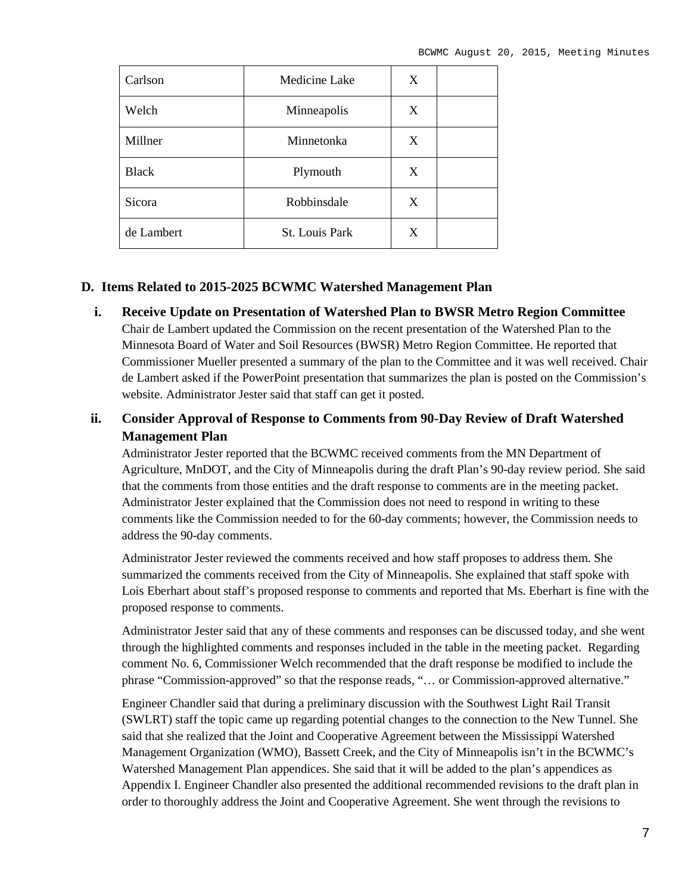| Carlson | Medicine Lake | X | |
|---|---|---|---|
| Welch | Minneapolis | X | |
| Millner | Minnetonka | X | |
| Black | Plymouth | X | |
| Sicora | Robbinsdale | X | |
| de Lambert | St. Louis Park | X | |

## D. Items Related to 2015-2025 BCWMC Watershed Management Plan

### i. Receive Update on Presentation of Watershed Plan to BWSR Metro Region Committee

Chair de Lambert updated the Commission on the recent presentation of the Watershed Plan to the Minnesota Board of Water and Soil Resources (BWSR) Metro Region Committee. He reported that Commissioner Mueller presented a summary of the plan to the Committee and it was well received. Chair de Lambert asked if the PowerPoint presentation that summarizes the plan is posted on the Commission's website. Administrator Jester said that staff can get it posted.

### ii. Consider Approval of Response to Comments from 90-Day Review of Draft Watershed Management Plan

Administrator Jester reported that the BCWMC received comments from the MN Department of Agriculture, MnDOT, and the City of Minneapolis during the draft Plan's 90-day review period. She said that the comments from those entities and the draft response to comments are in the meeting packet. Administrator Jester explained that the Commission does not need to respond in writing to these comments like the Commission needed to for the 60-day comments; however, the Commission needs to address the 90-day comments.

Administrator Jester reviewed the comments received and how staff proposes to address them. She summarized the comments received from the City of Minneapolis. She explained that staff spoke with Lois Eberhart about staff's proposed response to comments and reported that Ms. Eberhart is fine with the proposed response to comments.

Administrator Jester said that any of these comments and responses can be discussed today, and she went through the highlighted comments and responses included in the table in the meeting packet. Regarding comment No. 6, Commissioner Welch recommended that the draft response be modified to include the phrase "Commission-approved" so that the response reads, "… or Commission-approved alternative."

Engineer Chandler said that during a preliminary discussion with the Southwest Light Rail Transit (SWLRT) staff the topic came up regarding potential changes to the connection to the New Tunnel. She said that she realized that the Joint and Cooperative Agreement between the Mississippi Watershed Management Organization (WMO), Bassett Creek, and the City of Minneapolis isn't in the BCWMC's Watershed Management Plan appendices. She said that it will be added to the plan's appendices as Appendix I. Engineer Chandler also presented the additional recommended revisions to the draft plan in order to thoroughly address the Joint and Cooperative Agreement. She went through the revisions to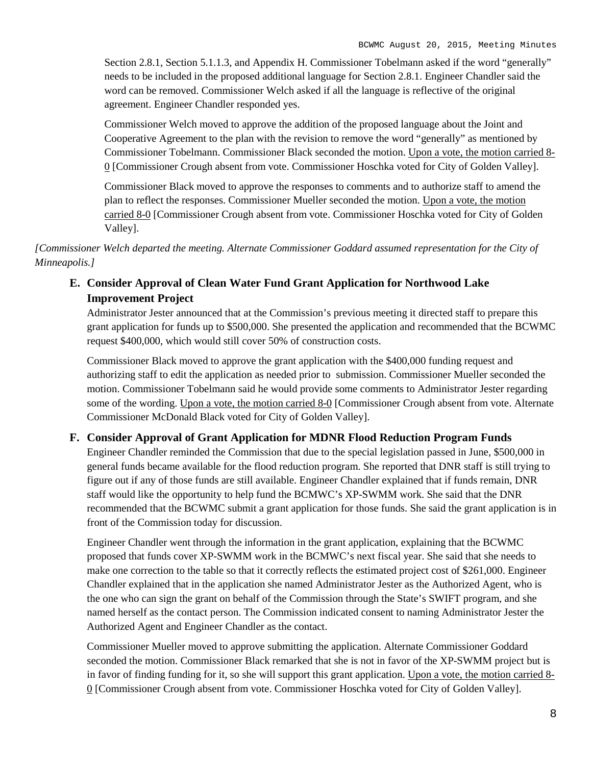Section 2.8.1, Section 5.1.1.3, and Appendix H. Commissioner Tobelmann asked if the word "generally" needs to be included in the proposed additional language for Section 2.8.1. Engineer Chandler said the word can be removed. Commissioner Welch asked if all the language is reflective of the original agreement. Engineer Chandler responded yes.

Commissioner Welch moved to approve the addition of the proposed language about the Joint and Cooperative Agreement to the plan with the revision to remove the word "generally" as mentioned by Commissioner Tobelmann. Commissioner Black seconded the motion. Upon a vote, the motion carried 8-0 [Commissioner Crough absent from vote. Commissioner Hoschka voted for City of Golden Valley].

Commissioner Black moved to approve the responses to comments and to authorize staff to amend the plan to reflect the responses. Commissioner Mueller seconded the motion. Upon a vote, the motion carried 8-0 [Commissioner Crough absent from vote. Commissioner Hoschka voted for City of Golden Valley].

*[Commissioner Welch departed the meeting. Alternate Commissioner Goddard assumed representation for the City of Minneapolis.]*

**E. Consider Approval of Clean Water Fund Grant Application for Northwood Lake Improvement Project**

Administrator Jester announced that at the Commission's previous meeting it directed staff to prepare this grant application for funds up to $500,000. She presented the application and recommended that the BCWMC request $400,000, which would still cover 50% of construction costs.

Commissioner Black moved to approve the grant application with the $400,000 funding request and authorizing staff to edit the application as needed prior to submission. Commissioner Mueller seconded the motion. Commissioner Tobelmann said he would provide some comments to Administrator Jester regarding some of the wording. Upon a vote, the motion carried 8-0 [Commissioner Crough absent from vote. Alternate Commissioner McDonald Black voted for City of Golden Valley].

**F. Consider Approval of Grant Application for MDNR Flood Reduction Program Funds**

Engineer Chandler reminded the Commission that due to the special legislation passed in June, $500,000 in general funds became available for the flood reduction program. She reported that DNR staff is still trying to figure out if any of those funds are still available. Engineer Chandler explained that if funds remain, DNR staff would like the opportunity to help fund the BCMWC's XP-SWMM work. She said that the DNR recommended that the BCWMC submit a grant application for those funds. She said the grant application is in front of the Commission today for discussion.

Engineer Chandler went through the information in the grant application, explaining that the BCWMC proposed that funds cover XP-SWMM work in the BCMWC's next fiscal year. She said that she needs to make one correction to the table so that it correctly reflects the estimated project cost of $261,000. Engineer Chandler explained that in the application she named Administrator Jester as the Authorized Agent, who is the one who can sign the grant on behalf of the Commission through the State's SWIFT program, and she named herself as the contact person. The Commission indicated consent to naming Administrator Jester the Authorized Agent and Engineer Chandler as the contact.

Commissioner Mueller moved to approve submitting the application. Alternate Commissioner Goddard seconded the motion. Commissioner Black remarked that she is not in favor of the XP-SWMM project but is in favor of finding funding for it, so she will support this grant application. Upon a vote, the motion carried 8-0 [Commissioner Crough absent from vote. Commissioner Hoschka voted for City of Golden Valley].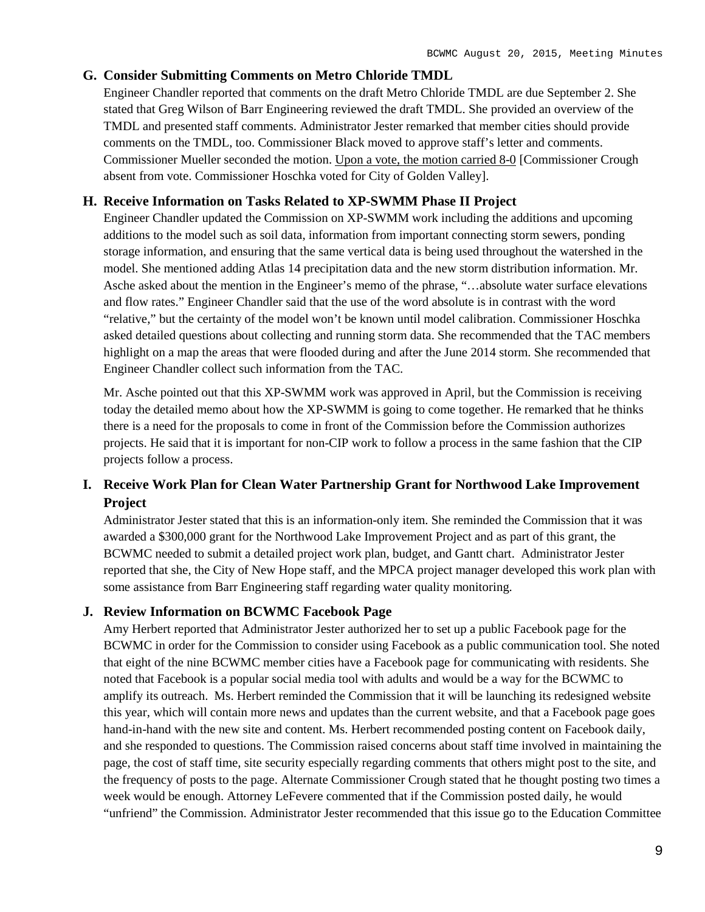### G. Consider Submitting Comments on Metro Chloride TMDL

Engineer Chandler reported that comments on the draft Metro Chloride TMDL are due September 2. She stated that Greg Wilson of Barr Engineering reviewed the draft TMDL. She provided an overview of the TMDL and presented staff comments. Administrator Jester remarked that member cities should provide comments on the TMDL, too. Commissioner Black moved to approve staff's letter and comments. Commissioner Mueller seconded the motion. Upon a vote, the motion carried 8-0 [Commissioner Crough absent from vote. Commissioner Hoschka voted for City of Golden Valley].

### H. Receive Information on Tasks Related to XP-SWMM Phase II Project

Engineer Chandler updated the Commission on XP-SWMM work including the additions and upcoming additions to the model such as soil data, information from important connecting storm sewers, ponding storage information, and ensuring that the same vertical data is being used throughout the watershed in the model. She mentioned adding Atlas 14 precipitation data and the new storm distribution information. Mr. Asche asked about the mention in the Engineer's memo of the phrase, "…absolute water surface elevations and flow rates." Engineer Chandler said that the use of the word absolute is in contrast with the word "relative," but the certainty of the model won't be known until model calibration. Commissioner Hoschka asked detailed questions about collecting and running storm data. She recommended that the TAC members highlight on a map the areas that were flooded during and after the June 2014 storm. She recommended that Engineer Chandler collect such information from the TAC.

Mr. Asche pointed out that this XP-SWMM work was approved in April, but the Commission is receiving today the detailed memo about how the XP-SWMM is going to come together. He remarked that he thinks there is a need for the proposals to come in front of the Commission before the Commission authorizes projects. He said that it is important for non-CIP work to follow a process in the same fashion that the CIP projects follow a process.

### I. Receive Work Plan for Clean Water Partnership Grant for Northwood Lake Improvement Project

Administrator Jester stated that this is an information-only item. She reminded the Commission that it was awarded a $300,000 grant for the Northwood Lake Improvement Project and as part of this grant, the BCWMC needed to submit a detailed project work plan, budget, and Gantt chart. Administrator Jester reported that she, the City of New Hope staff, and the MPCA project manager developed this work plan with some assistance from Barr Engineering staff regarding water quality monitoring.

### J. Review Information on BCWMC Facebook Page

Amy Herbert reported that Administrator Jester authorized her to set up a public Facebook page for the BCWMC in order for the Commission to consider using Facebook as a public communication tool. She noted that eight of the nine BCWMC member cities have a Facebook page for communicating with residents. She noted that Facebook is a popular social media tool with adults and would be a way for the BCWMC to amplify its outreach. Ms. Herbert reminded the Commission that it will be launching its redesigned website this year, which will contain more news and updates than the current website, and that a Facebook page goes hand-in-hand with the new site and content. Ms. Herbert recommended posting content on Facebook daily, and she responded to questions. The Commission raised concerns about staff time involved in maintaining the page, the cost of staff time, site security especially regarding comments that others might post to the site, and the frequency of posts to the page. Alternate Commissioner Crough stated that he thought posting two times a week would be enough. Attorney LeFevere commented that if the Commission posted daily, he would "unfriend" the Commission. Administrator Jester recommended that this issue go to the Education Committee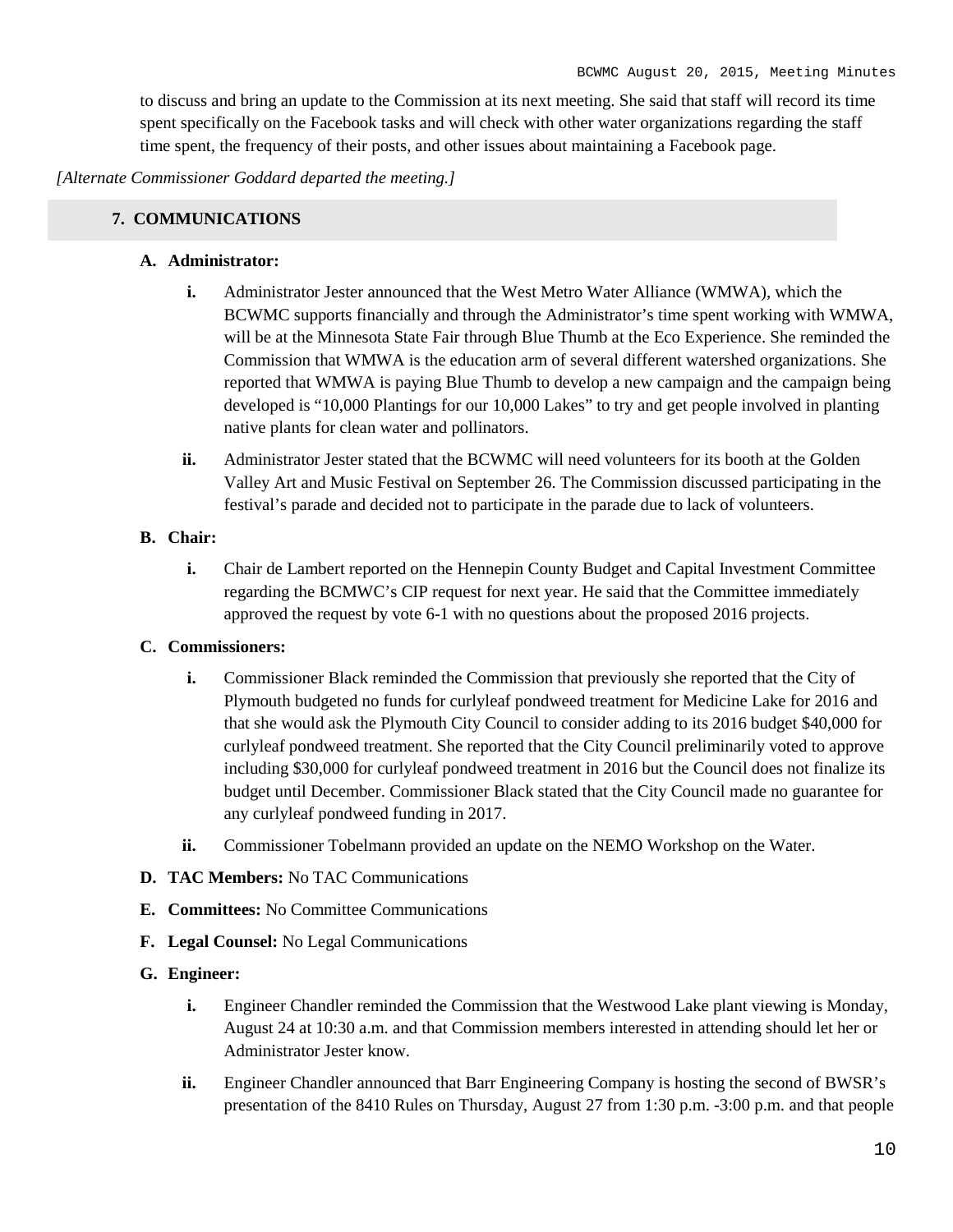to discuss and bring an update to the Commission at its next meeting. She said that staff will record its time spent specifically on the Facebook tasks and will check with other water organizations regarding the staff time spent, the frequency of their posts, and other issues about maintaining a Facebook page.

*[Alternate Commissioner Goddard departed the meeting.]*

## 7. COMMUNICATIONS

**A. Administrator:**

- **i.** Administrator Jester announced that the West Metro Water Alliance (WMWA), which the BCWMC supports financially and through the Administrator's time spent working with WMWA, will be at the Minnesota State Fair through Blue Thumb at the Eco Experience. She reminded the Commission that WMWA is the education arm of several different watershed organizations. She reported that WMWA is paying Blue Thumb to develop a new campaign and the campaign being developed is "10,000 Plantings for our 10,000 Lakes" to try and get people involved in planting native plants for clean water and pollinators.
- **ii.** Administrator Jester stated that the BCWMC will need volunteers for its booth at the Golden Valley Art and Music Festival on September 26. The Commission discussed participating in the festival's parade and decided not to participate in the parade due to lack of volunteers.

**B. Chair:**

- **i.** Chair de Lambert reported on the Hennepin County Budget and Capital Investment Committee regarding the BCMWC's CIP request for next year. He said that the Committee immediately approved the request by vote 6-1 with no questions about the proposed 2016 projects.

**C. Commissioners:**

- **i.** Commissioner Black reminded the Commission that previously she reported that the City of Plymouth budgeted no funds for curlyleaf pondweed treatment for Medicine Lake for 2016 and that she would ask the Plymouth City Council to consider adding to its 2016 budget $40,000 for curlyleaf pondweed treatment. She reported that the City Council preliminarily voted to approve including $30,000 for curlyleaf pondweed treatment in 2016 but the Council does not finalize its budget until December. Commissioner Black stated that the City Council made no guarantee for any curlyleaf pondweed funding in 2017.
- **ii.** Commissioner Tobelmann provided an update on the NEMO Workshop on the Water.

**D. TAC Members:** No TAC Communications

**E. Committees:** No Committee Communications

**F. Legal Counsel:** No Legal Communications

**G. Engineer:**

- **i.** Engineer Chandler reminded the Commission that the Westwood Lake plant viewing is Monday, August 24 at 10:30 a.m. and that Commission members interested in attending should let her or Administrator Jester know.
- **ii.** Engineer Chandler announced that Barr Engineering Company is hosting the second of BWSR's presentation of the 8410 Rules on Thursday, August 27 from 1:30 p.m. -3:00 p.m. and that people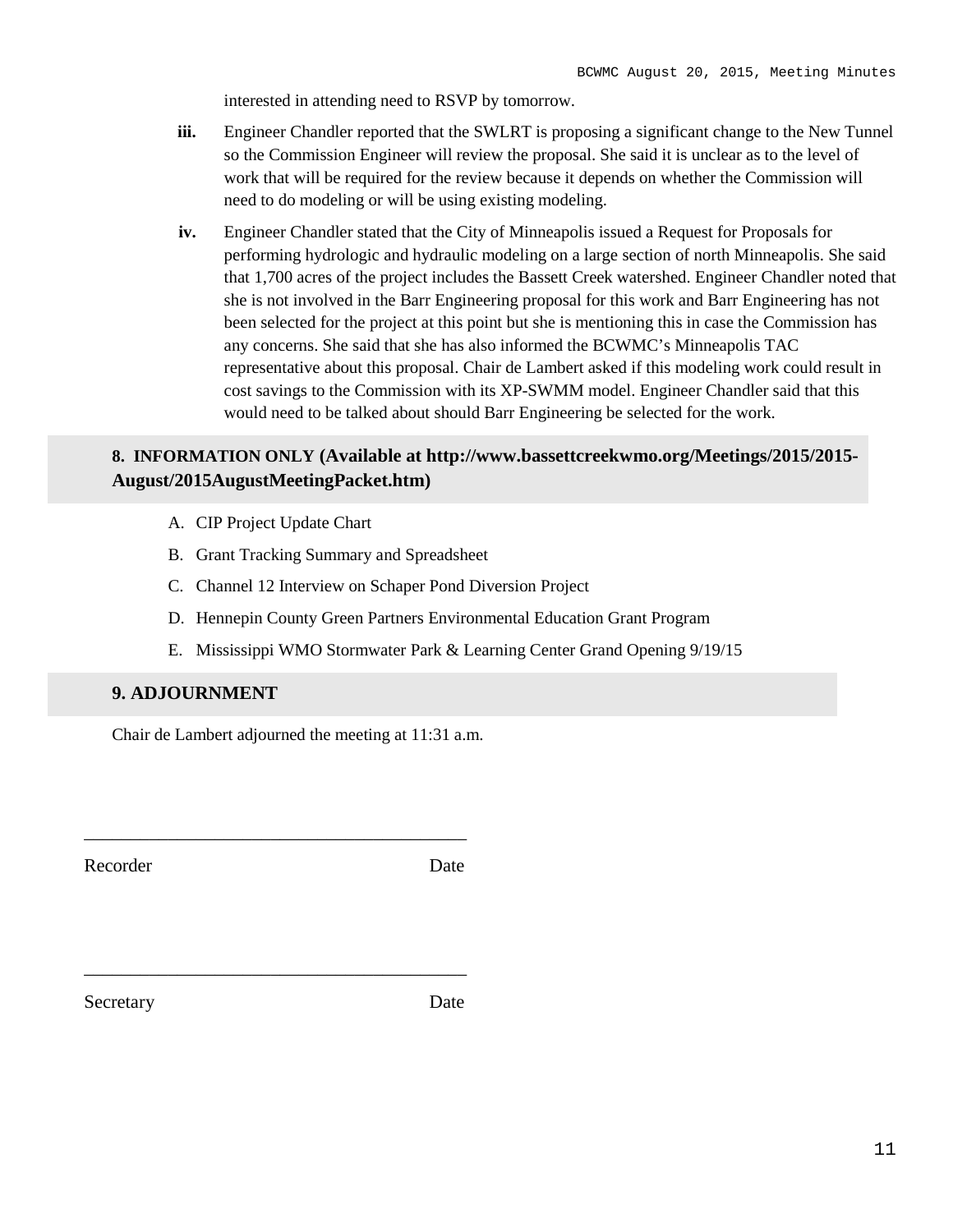interested in attending need to RSVP by tomorrow.

- **iii.** Engineer Chandler reported that the SWLRT is proposing a significant change to the New Tunnel so the Commission Engineer will review the proposal. She said it is unclear as to the level of work that will be required for the review because it depends on whether the Commission will need to do modeling or will be using existing modeling.

- **iv.** Engineer Chandler stated that the City of Minneapolis issued a Request for Proposals for performing hydrologic and hydraulic modeling on a large section of north Minneapolis. She said that 1,700 acres of the project includes the Bassett Creek watershed. Engineer Chandler noted that she is not involved in the Barr Engineering proposal for this work and Barr Engineering has not been selected for the project at this point but she is mentioning this in case the Commission has any concerns. She said that she has also informed the BCWMC's Minneapolis TAC representative about this proposal. Chair de Lambert asked if this modeling work could result in cost savings to the Commission with its XP-SWMM model. Engineer Chandler said that this would need to be talked about should Barr Engineering be selected for the work.

## 8. INFORMATION ONLY (Available at http://www.bassettcreekwmo.org/Meetings/2015/2015-August/2015AugustMeetingPacket.htm)

A. CIP Project Update Chart

B. Grant Tracking Summary and Spreadsheet

C. Channel 12 Interview on Schaper Pond Diversion Project

D. Hennepin County Green Partners Environmental Education Grant Program

E. Mississippi WMO Stormwater Park & Learning Center Grand Opening 9/19/15

## 9. ADJOURNMENT

Chair de Lambert adjourned the meeting at 11:31 a.m.

\_\_\_\_\_\_\_\_\_\_\_\_\_\_\_\_\_\_\_\_\_\_\_\_\_\_\_\_\_\_\_\_\_\_\_\_\_\_\_\_

Recorder Date

\_\_\_\_\_\_\_\_\_\_\_\_\_\_\_\_\_\_\_\_\_\_\_\_\_\_\_\_\_\_\_\_\_\_\_\_\_\_\_\_

Secretary Date